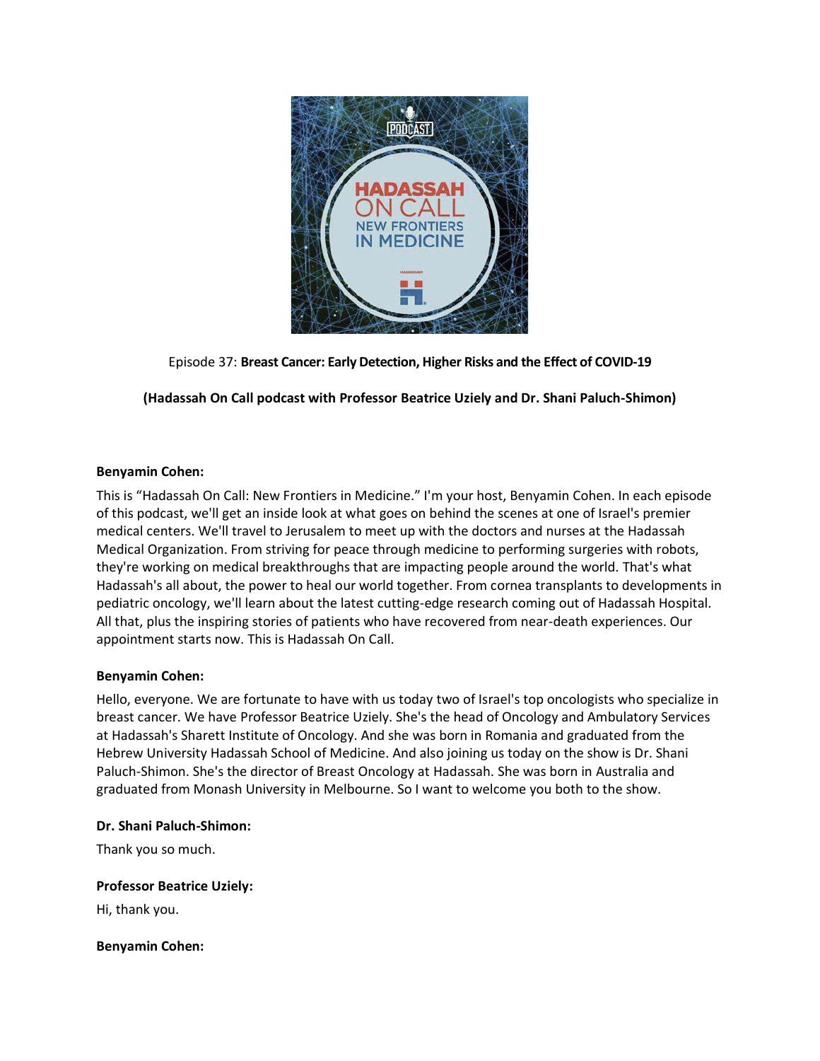Episode 37: **Breast Cancer: Early Detection, Higher Risks and the Effect of COVID-19**

**(Hadassah On Call podcast with Professor Beatrice Uziely and Dr. Shani Paluch-Shimon)**

**Benyamin Cohen:**

This is "Hadassah On Call: New Frontiers in Medicine." I'm your host, Benyamin Cohen. In each episode of this podcast, we'll get an inside look at what goes on behind the scenes at one of Israel's premier medical centers. We'll travel to Jerusalem to meet up with the doctors and nurses at the Hadassah Medical Organization. From striving for peace through medicine to performing surgeries with robots, they're working on medical breakthroughs that are impacting people around the world. That's what Hadassah's all about, the power to heal our world together. From cornea transplants to developments in pediatric oncology, we'll learn about the latest cutting-edge research coming out of Hadassah Hospital. All that, plus the inspiring stories of patients who have recovered from near-death experiences. Our appointment starts now. This is Hadassah On Call.

**Benyamin Cohen:**

Hello, everyone. We are fortunate to have with us today two of Israel's top oncologists who specialize in breast cancer. We have Professor Beatrice Uziely. She's the head of Oncology and Ambulatory Services at Hadassah's Sharett Institute of Oncology. And she was born in Romania and graduated from the Hebrew University Hadassah School of Medicine. And also joining us today on the show is Dr. Shani Paluch-Shimon. She's the director of Breast Oncology at Hadassah. She was born in Australia and graduated from Monash University in Melbourne. So I want to welcome you both to the show.

**Dr. Shani Paluch-Shimon:**

Thank you so much.

**Professor Beatrice Uziely:**

Hi, thank you.

**Benyamin Cohen:**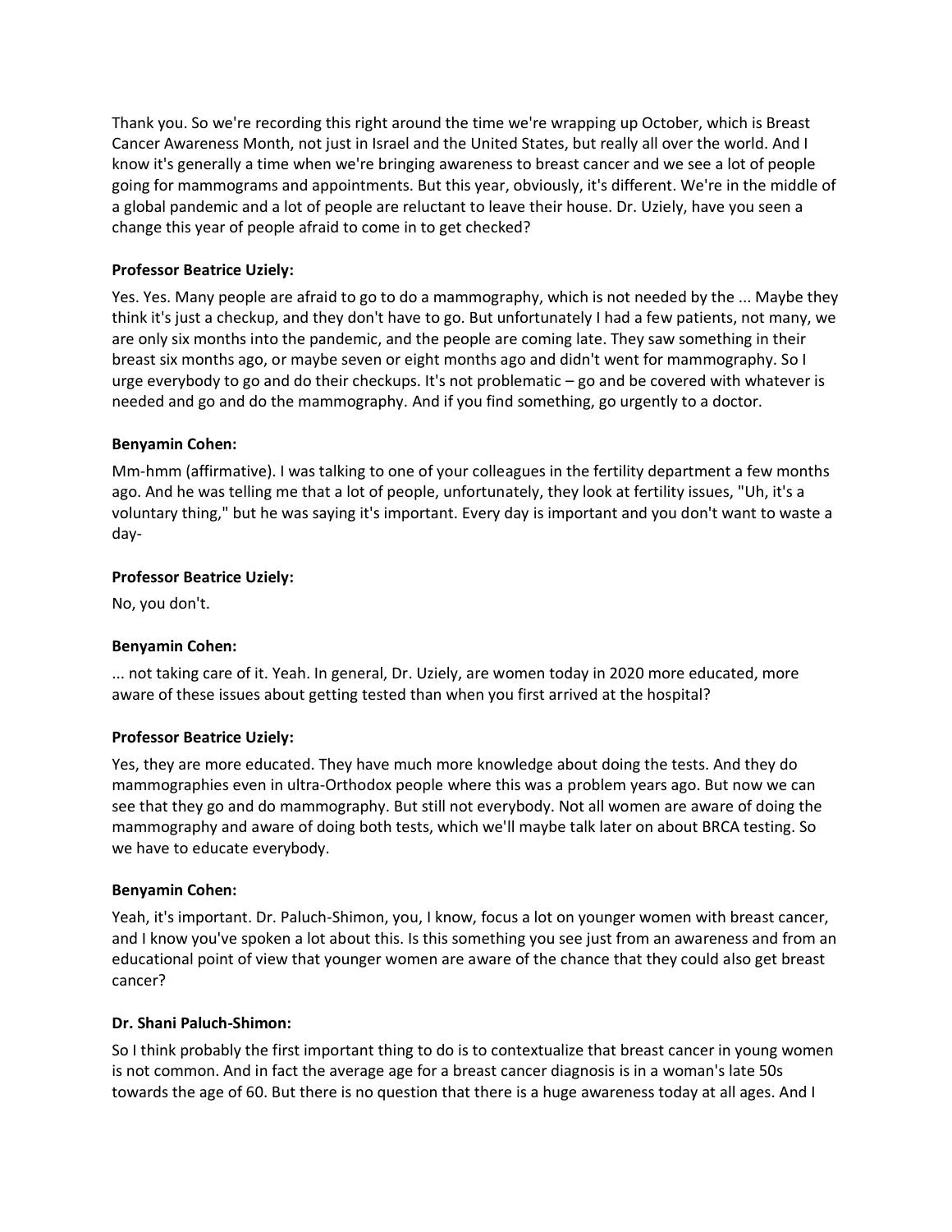Thank you. So we're recording this right around the time we're wrapping up October, which is Breast Cancer Awareness Month, not just in Israel and the United States, but really all over the world. And I know it's generally a time when we're bringing awareness to breast cancer and we see a lot of people going for mammograms and appointments. But this year, obviously, it's different. We're in the middle of a global pandemic and a lot of people are reluctant to leave their house. Dr. Uziely, have you seen a change this year of people afraid to come in to get checked?

**Professor Beatrice Uziely:**

Yes. Yes. Many people are afraid to go to do a mammography, which is not needed by the ... Maybe they think it's just a checkup, and they don't have to go. But unfortunately I had a few patients, not many, we are only six months into the pandemic, and the people are coming late. They saw something in their breast six months ago, or maybe seven or eight months ago and didn't went for mammography. So I urge everybody to go and do their checkups. It's not problematic – go and be covered with whatever is needed and go and do the mammography. And if you find something, go urgently to a doctor.

**Benyamin Cohen:**

Mm-hmm (affirmative). I was talking to one of your colleagues in the fertility department a few months ago. And he was telling me that a lot of people, unfortunately, they look at fertility issues, "Uh, it's a voluntary thing," but he was saying it's important. Every day is important and you don't want to waste a day-

**Professor Beatrice Uziely:**

No, you don't.

**Benyamin Cohen:**

... not taking care of it. Yeah. In general, Dr. Uziely, are women today in 2020 more educated, more aware of these issues about getting tested than when you first arrived at the hospital?

**Professor Beatrice Uziely:**

Yes, they are more educated. They have much more knowledge about doing the tests. And they do mammographies even in ultra-Orthodox people where this was a problem years ago. But now we can see that they go and do mammography. But still not everybody. Not all women are aware of doing the mammography and aware of doing both tests, which we'll maybe talk later on about BRCA testing. So we have to educate everybody.

**Benyamin Cohen:**

Yeah, it's important. Dr. Paluch-Shimon, you, I know, focus a lot on younger women with breast cancer, and I know you've spoken a lot about this. Is this something you see just from an awareness and from an educational point of view that younger women are aware of the chance that they could also get breast cancer?

**Dr. Shani Paluch-Shimon:**

So I think probably the first important thing to do is to contextualize that breast cancer in young women is not common. And in fact the average age for a breast cancer diagnosis is in a woman's late 50s towards the age of 60. But there is no question that there is a huge awareness today at all ages. And I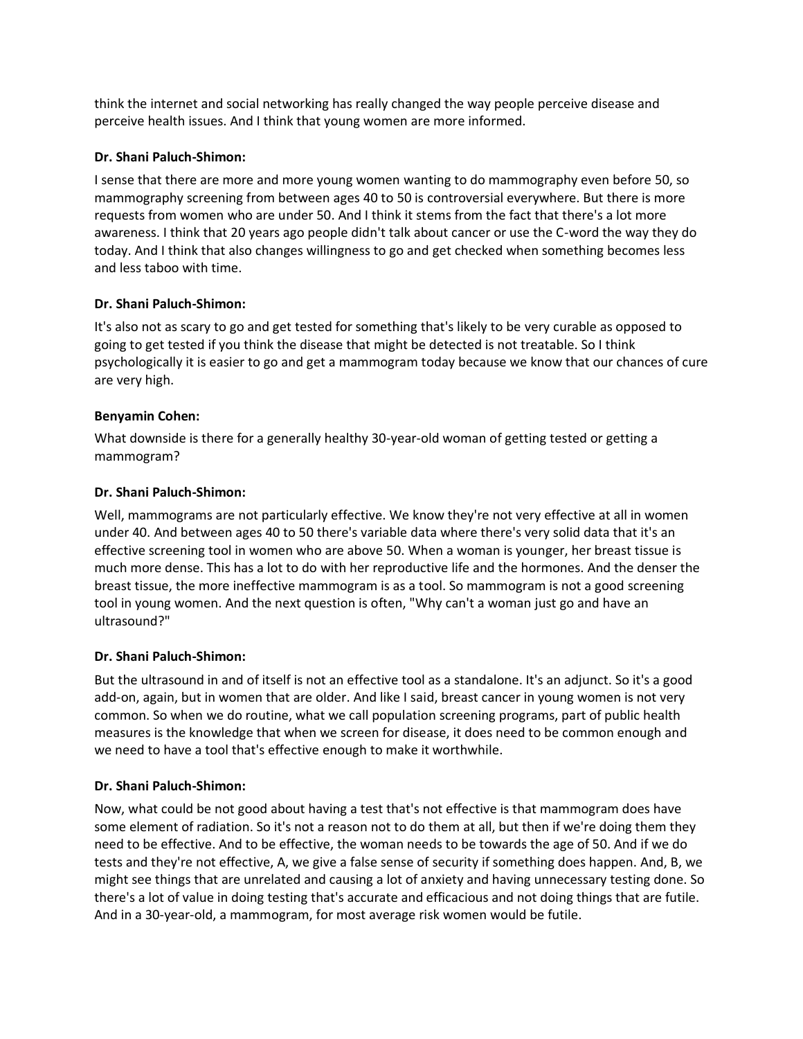think the internet and social networking has really changed the way people perceive disease and perceive health issues. And I think that young women are more informed.

**Dr. Shani Paluch-Shimon:**

I sense that there are more and more young women wanting to do mammography even before 50, so mammography screening from between ages 40 to 50 is controversial everywhere. But there is more requests from women who are under 50. And I think it stems from the fact that there's a lot more awareness. I think that 20 years ago people didn't talk about cancer or use the C-word the way they do today. And I think that also changes willingness to go and get checked when something becomes less and less taboo with time.

**Dr. Shani Paluch-Shimon:**

It's also not as scary to go and get tested for something that's likely to be very curable as opposed to going to get tested if you think the disease that might be detected is not treatable. So I think psychologically it is easier to go and get a mammogram today because we know that our chances of cure are very high.

**Benyamin Cohen:**

What downside is there for a generally healthy 30-year-old woman of getting tested or getting a mammogram?

**Dr. Shani Paluch-Shimon:**

Well, mammograms are not particularly effective. We know they're not very effective at all in women under 40. And between ages 40 to 50 there's variable data where there's very solid data that it's an effective screening tool in women who are above 50. When a woman is younger, her breast tissue is much more dense. This has a lot to do with her reproductive life and the hormones. And the denser the breast tissue, the more ineffective mammogram is as a tool. So mammogram is not a good screening tool in young women. And the next question is often, "Why can't a woman just go and have an ultrasound?"

**Dr. Shani Paluch-Shimon:**

But the ultrasound in and of itself is not an effective tool as a standalone. It's an adjunct. So it's a good add-on, again, but in women that are older. And like I said, breast cancer in young women is not very common. So when we do routine, what we call population screening programs, part of public health measures is the knowledge that when we screen for disease, it does need to be common enough and we need to have a tool that's effective enough to make it worthwhile.

**Dr. Shani Paluch-Shimon:**

Now, what could be not good about having a test that's not effective is that mammogram does have some element of radiation. So it's not a reason not to do them at all, but then if we're doing them they need to be effective. And to be effective, the woman needs to be towards the age of 50. And if we do tests and they're not effective, A, we give a false sense of security if something does happen. And, B, we might see things that are unrelated and causing a lot of anxiety and having unnecessary testing done. So there's a lot of value in doing testing that's accurate and efficacious and not doing things that are futile. And in a 30-year-old, a mammogram, for most average risk women would be futile.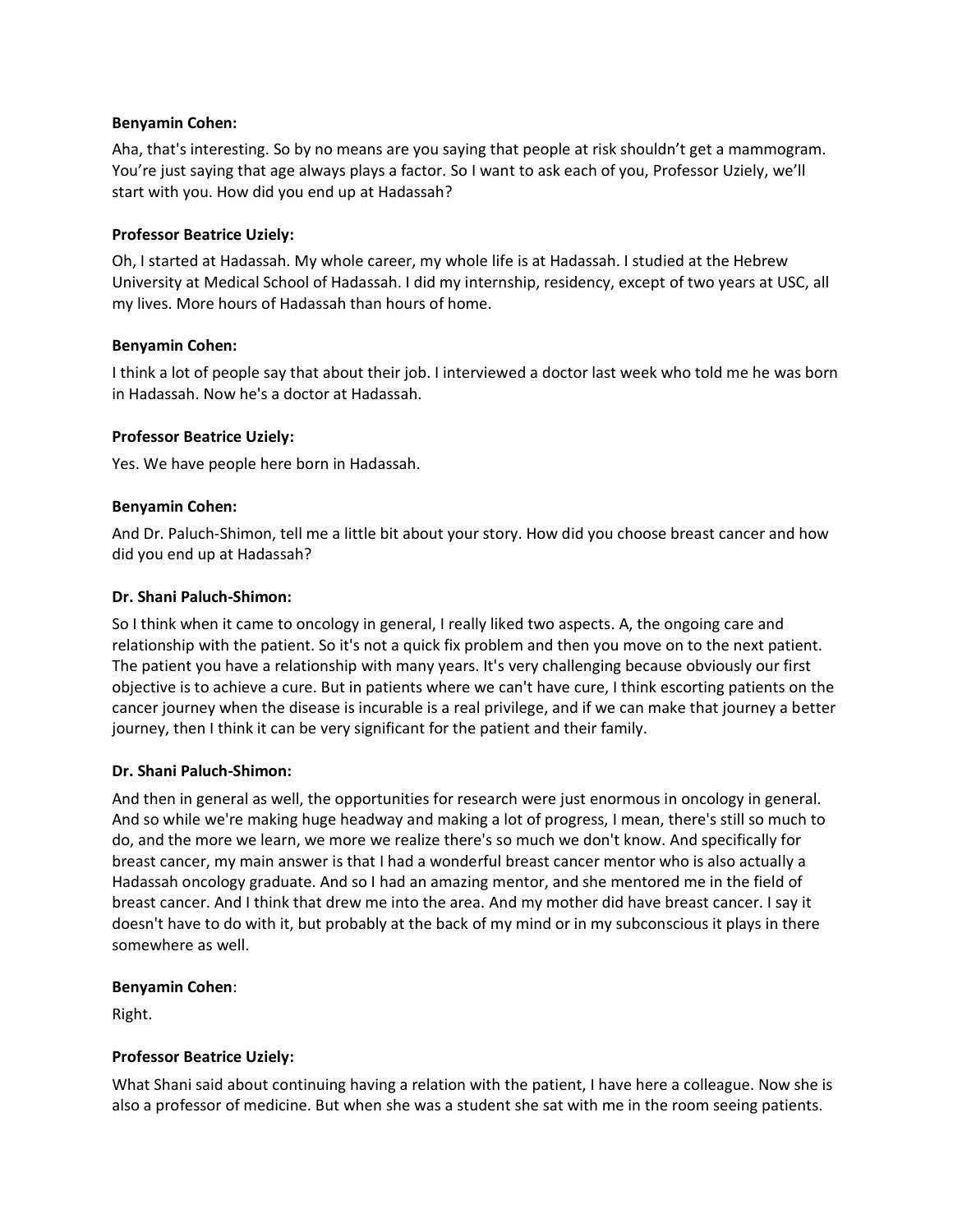**Benyamin Cohen:**

Aha, that's interesting. So by no means are you saying that people at risk shouldn't get a mammogram. You're just saying that age always plays a factor. So I want to ask each of you, Professor Uziely, we'll start with you. How did you end up at Hadassah?

**Professor Beatrice Uziely:**

Oh, I started at Hadassah. My whole career, my whole life is at Hadassah. I studied at the Hebrew University at Medical School of Hadassah. I did my internship, residency, except of two years at USC, all my lives. More hours of Hadassah than hours of home.

**Benyamin Cohen:**

I think a lot of people say that about their job. I interviewed a doctor last week who told me he was born in Hadassah. Now he's a doctor at Hadassah.

**Professor Beatrice Uziely:**

Yes. We have people here born in Hadassah.

**Benyamin Cohen:**

And Dr. Paluch-Shimon, tell me a little bit about your story. How did you choose breast cancer and how did you end up at Hadassah?

**Dr. Shani Paluch-Shimon:**

So I think when it came to oncology in general, I really liked two aspects. A, the ongoing care and relationship with the patient. So it's not a quick fix problem and then you move on to the next patient. The patient you have a relationship with many years. It's very challenging because obviously our first objective is to achieve a cure. But in patients where we can't have cure, I think escorting patients on the cancer journey when the disease is incurable is a real privilege, and if we can make that journey a better journey, then I think it can be very significant for the patient and their family.

**Dr. Shani Paluch-Shimon:**

And then in general as well, the opportunities for research were just enormous in oncology in general. And so while we're making huge headway and making a lot of progress, I mean, there's still so much to do, and the more we learn, we more we realize there's so much we don't know. And specifically for breast cancer, my main answer is that I had a wonderful breast cancer mentor who is also actually a Hadassah oncology graduate. And so I had an amazing mentor, and she mentored me in the field of breast cancer. And I think that drew me into the area. And my mother did have breast cancer. I say it doesn't have to do with it, but probably at the back of my mind or in my subconscious it plays in there somewhere as well.

**Benyamin Cohen**:

Right.

**Professor Beatrice Uziely:**

What Shani said about continuing having a relation with the patient, I have here a colleague. Now she is also a professor of medicine. But when she was a student she sat with me in the room seeing patients.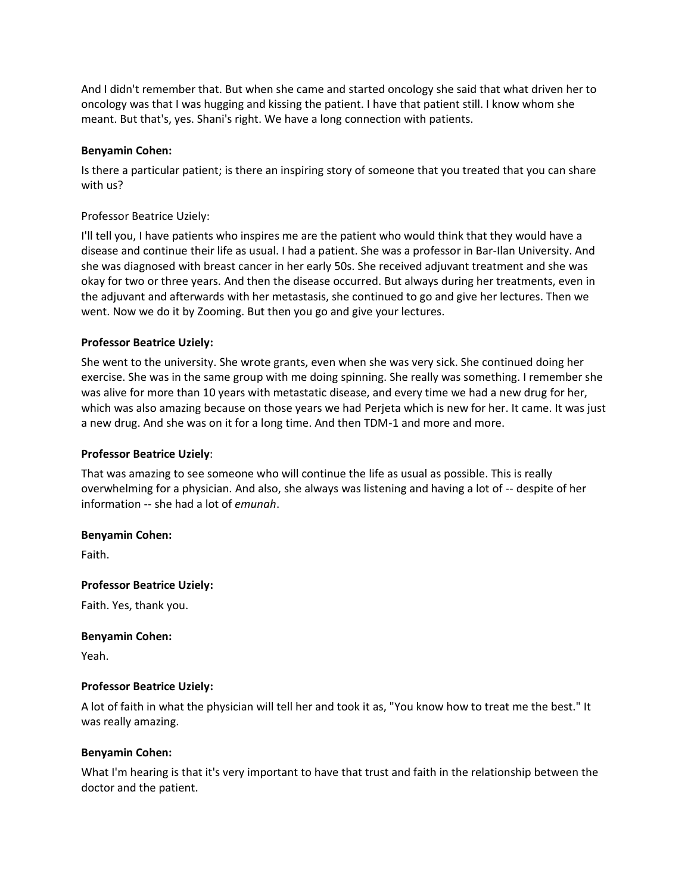And I didn't remember that. But when she came and started oncology she said that what driven her to oncology was that I was hugging and kissing the patient. I have that patient still. I know whom she meant. But that's, yes. Shani's right. We have a long connection with patients.

**Benyamin Cohen:**

Is there a particular patient; is there an inspiring story of someone that you treated that you can share with us?

Professor Beatrice Uziely:

I'll tell you, I have patients who inspires me are the patient who would think that they would have a disease and continue their life as usual. I had a patient. She was a professor in Bar-Ilan University. And she was diagnosed with breast cancer in her early 50s. She received adjuvant treatment and she was okay for two or three years. And then the disease occurred. But always during her treatments, even in the adjuvant and afterwards with her metastasis, she continued to go and give her lectures. Then we went. Now we do it by Zooming. But then you go and give your lectures.

**Professor Beatrice Uziely:**

She went to the university. She wrote grants, even when she was very sick. She continued doing her exercise. She was in the same group with me doing spinning. She really was something. I remember she was alive for more than 10 years with metastatic disease, and every time we had a new drug for her, which was also amazing because on those years we had Perjeta which is new for her. It came. It was just a new drug. And she was on it for a long time. And then TDM-1 and more and more.

**Professor Beatrice Uziely**:

That was amazing to see someone who will continue the life as usual as possible. This is really overwhelming for a physician. And also, she always was listening and having a lot of -- despite of her information -- she had a lot of *emunah*.

**Benyamin Cohen:**

Faith.

**Professor Beatrice Uziely:**

Faith. Yes, thank you.

**Benyamin Cohen:**

Yeah.

**Professor Beatrice Uziely:**

A lot of faith in what the physician will tell her and took it as, "You know how to treat me the best." It was really amazing.

**Benyamin Cohen:**

What I'm hearing is that it's very important to have that trust and faith in the relationship between the doctor and the patient.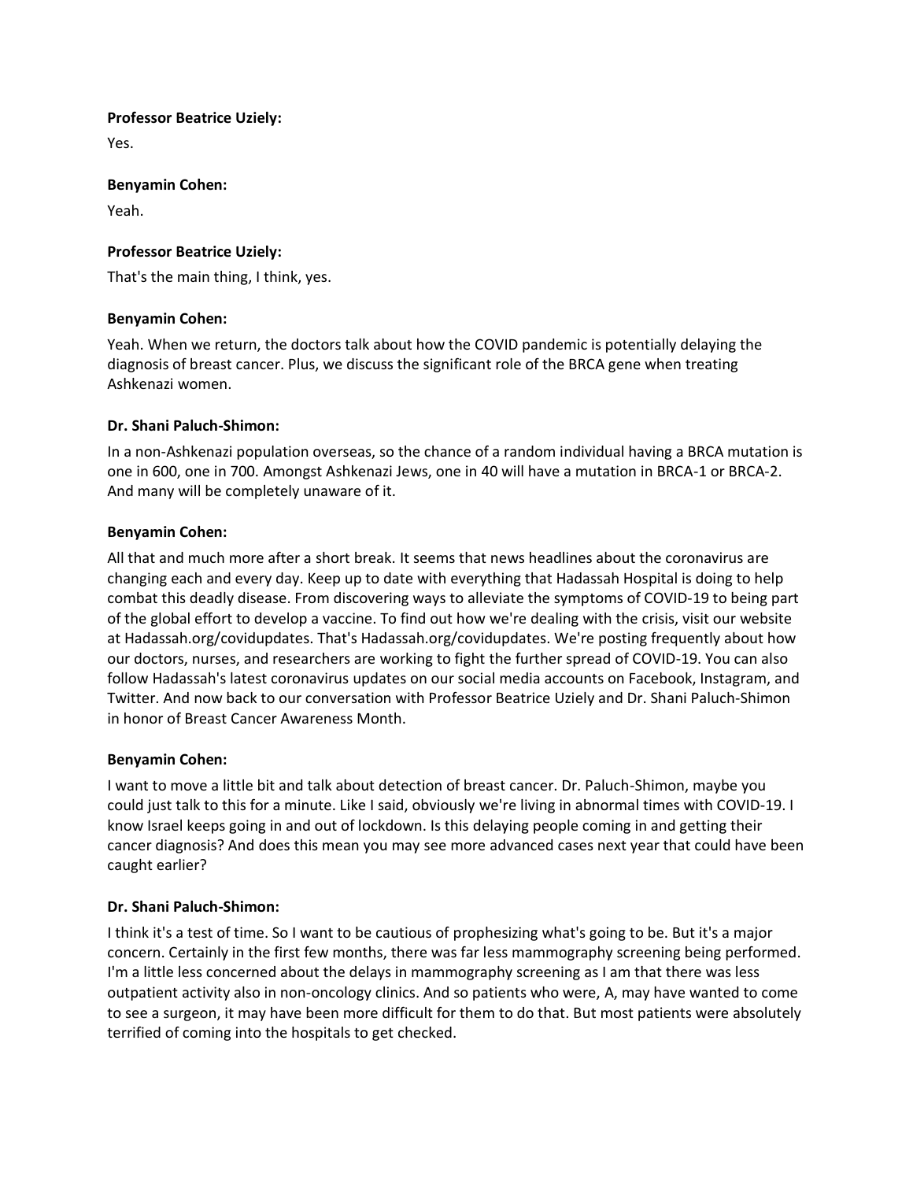**Professor Beatrice Uziely:**

Yes.

**Benyamin Cohen:**

Yeah.

**Professor Beatrice Uziely:**

That's the main thing, I think, yes.

**Benyamin Cohen:**

Yeah. When we return, the doctors talk about how the COVID pandemic is potentially delaying the diagnosis of breast cancer. Plus, we discuss the significant role of the BRCA gene when treating Ashkenazi women.

**Dr. Shani Paluch-Shimon:**

In a non-Ashkenazi population overseas, so the chance of a random individual having a BRCA mutation is one in 600, one in 700. Amongst Ashkenazi Jews, one in 40 will have a mutation in BRCA-1 or BRCA-2. And many will be completely unaware of it.

**Benyamin Cohen:**

All that and much more after a short break. It seems that news headlines about the coronavirus are changing each and every day. Keep up to date with everything that Hadassah Hospital is doing to help combat this deadly disease. From discovering ways to alleviate the symptoms of COVID-19 to being part of the global effort to develop a vaccine. To find out how we're dealing with the crisis, visit our website at Hadassah.org/covidupdates. That's Hadassah.org/covidupdates. We're posting frequently about how our doctors, nurses, and researchers are working to fight the further spread of COVID-19. You can also follow Hadassah's latest coronavirus updates on our social media accounts on Facebook, Instagram, and Twitter. And now back to our conversation with Professor Beatrice Uziely and Dr. Shani Paluch-Shimon in honor of Breast Cancer Awareness Month.

**Benyamin Cohen:**

I want to move a little bit and talk about detection of breast cancer. Dr. Paluch-Shimon, maybe you could just talk to this for a minute. Like I said, obviously we're living in abnormal times with COVID-19. I know Israel keeps going in and out of lockdown. Is this delaying people coming in and getting their cancer diagnosis? And does this mean you may see more advanced cases next year that could have been caught earlier?

**Dr. Shani Paluch-Shimon:**

I think it's a test of time. So I want to be cautious of prophesizing what's going to be. But it's a major concern. Certainly in the first few months, there was far less mammography screening being performed. I'm a little less concerned about the delays in mammography screening as I am that there was less outpatient activity also in non-oncology clinics. And so patients who were, A, may have wanted to come to see a surgeon, it may have been more difficult for them to do that. But most patients were absolutely terrified of coming into the hospitals to get checked.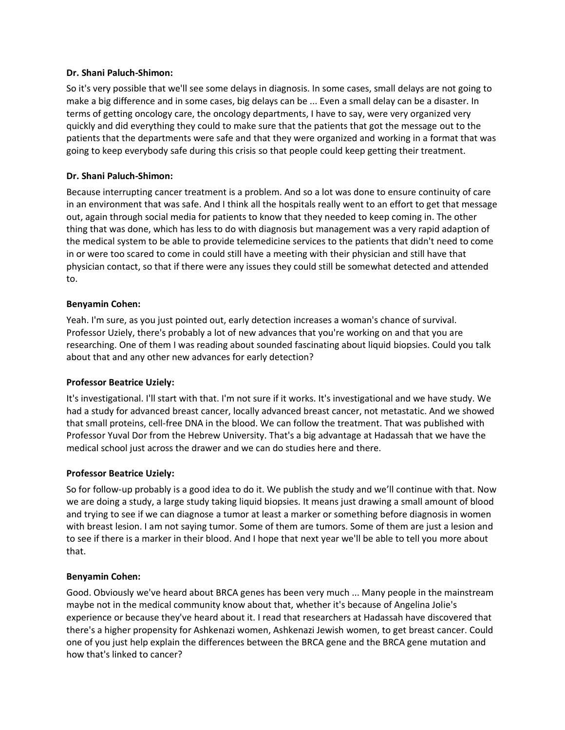**Dr. Shani Paluch-Shimon:**

So it's very possible that we'll see some delays in diagnosis. In some cases, small delays are not going to make a big difference and in some cases, big delays can be ... Even a small delay can be a disaster. In terms of getting oncology care, the oncology departments, I have to say, were very organized very quickly and did everything they could to make sure that the patients that got the message out to the patients that the departments were safe and that they were organized and working in a format that was going to keep everybody safe during this crisis so that people could keep getting their treatment.

**Dr. Shani Paluch-Shimon:**

Because interrupting cancer treatment is a problem. And so a lot was done to ensure continuity of care in an environment that was safe. And I think all the hospitals really went to an effort to get that message out, again through social media for patients to know that they needed to keep coming in. The other thing that was done, which has less to do with diagnosis but management was a very rapid adaption of the medical system to be able to provide telemedicine services to the patients that didn't need to come in or were too scared to come in could still have a meeting with their physician and still have that physician contact, so that if there were any issues they could still be somewhat detected and attended to.

**Benyamin Cohen:**

Yeah. I'm sure, as you just pointed out, early detection increases a woman's chance of survival. Professor Uziely, there's probably a lot of new advances that you're working on and that you are researching. One of them I was reading about sounded fascinating about liquid biopsies. Could you talk about that and any other new advances for early detection?

**Professor Beatrice Uziely:**

It's investigational. I'll start with that. I'm not sure if it works. It's investigational and we have study. We had a study for advanced breast cancer, locally advanced breast cancer, not metastatic. And we showed that small proteins, cell-free DNA in the blood. We can follow the treatment. That was published with Professor Yuval Dor from the Hebrew University. That's a big advantage at Hadassah that we have the medical school just across the drawer and we can do studies here and there.

**Professor Beatrice Uziely:**

So for follow-up probably is a good idea to do it. We publish the study and we'll continue with that. Now we are doing a study, a large study taking liquid biopsies. It means just drawing a small amount of blood and trying to see if we can diagnose a tumor at least a marker or something before diagnosis in women with breast lesion. I am not saying tumor. Some of them are tumors. Some of them are just a lesion and to see if there is a marker in their blood. And I hope that next year we'll be able to tell you more about that.

**Benyamin Cohen:**

Good. Obviously we've heard about BRCA genes has been very much ... Many people in the mainstream maybe not in the medical community know about that, whether it's because of Angelina Jolie's experience or because they've heard about it. I read that researchers at Hadassah have discovered that there's a higher propensity for Ashkenazi women, Ashkenazi Jewish women, to get breast cancer. Could one of you just help explain the differences between the BRCA gene and the BRCA gene mutation and how that's linked to cancer?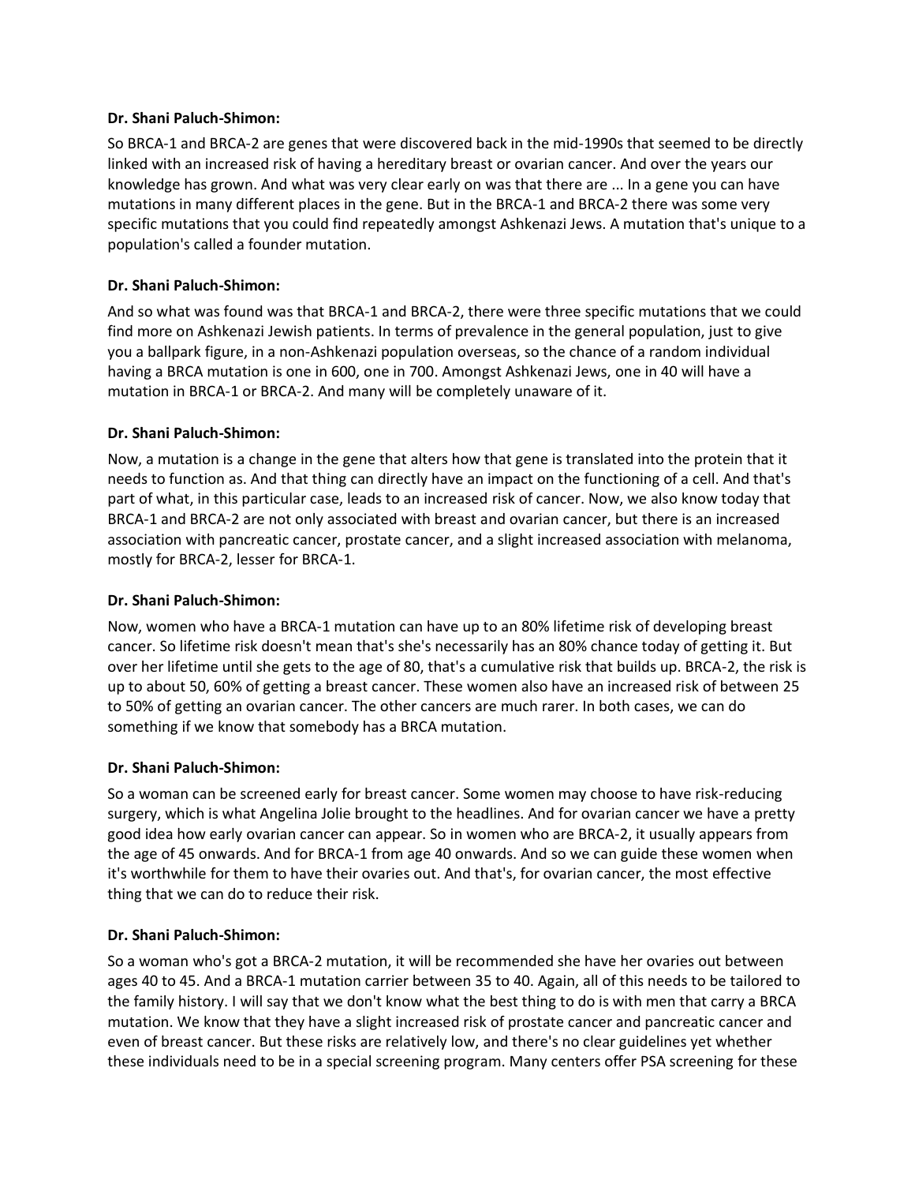**Dr. Shani Paluch-Shimon:**

So BRCA-1 and BRCA-2 are genes that were discovered back in the mid-1990s that seemed to be directly linked with an increased risk of having a hereditary breast or ovarian cancer. And over the years our knowledge has grown. And what was very clear early on was that there are ... In a gene you can have mutations in many different places in the gene. But in the BRCA-1 and BRCA-2 there was some very specific mutations that you could find repeatedly amongst Ashkenazi Jews. A mutation that's unique to a population's called a founder mutation.

**Dr. Shani Paluch-Shimon:**

And so what was found was that BRCA-1 and BRCA-2, there were three specific mutations that we could find more on Ashkenazi Jewish patients. In terms of prevalence in the general population, just to give you a ballpark figure, in a non-Ashkenazi population overseas, so the chance of a random individual having a BRCA mutation is one in 600, one in 700. Amongst Ashkenazi Jews, one in 40 will have a mutation in BRCA-1 or BRCA-2. And many will be completely unaware of it.

**Dr. Shani Paluch-Shimon:**

Now, a mutation is a change in the gene that alters how that gene is translated into the protein that it needs to function as. And that thing can directly have an impact on the functioning of a cell. And that's part of what, in this particular case, leads to an increased risk of cancer. Now, we also know today that BRCA-1 and BRCA-2 are not only associated with breast and ovarian cancer, but there is an increased association with pancreatic cancer, prostate cancer, and a slight increased association with melanoma, mostly for BRCA-2, lesser for BRCA-1.

**Dr. Shani Paluch-Shimon:**

Now, women who have a BRCA-1 mutation can have up to an 80% lifetime risk of developing breast cancer. So lifetime risk doesn't mean that's she's necessarily has an 80% chance today of getting it. But over her lifetime until she gets to the age of 80, that's a cumulative risk that builds up. BRCA-2, the risk is up to about 50, 60% of getting a breast cancer. These women also have an increased risk of between 25 to 50% of getting an ovarian cancer. The other cancers are much rarer. In both cases, we can do something if we know that somebody has a BRCA mutation.

**Dr. Shani Paluch-Shimon:**

So a woman can be screened early for breast cancer. Some women may choose to have risk-reducing surgery, which is what Angelina Jolie brought to the headlines. And for ovarian cancer we have a pretty good idea how early ovarian cancer can appear. So in women who are BRCA-2, it usually appears from the age of 45 onwards. And for BRCA-1 from age 40 onwards. And so we can guide these women when it's worthwhile for them to have their ovaries out. And that's, for ovarian cancer, the most effective thing that we can do to reduce their risk.

**Dr. Shani Paluch-Shimon:**

So a woman who's got a BRCA-2 mutation, it will be recommended she have her ovaries out between ages 40 to 45. And a BRCA-1 mutation carrier between 35 to 40. Again, all of this needs to be tailored to the family history. I will say that we don't know what the best thing to do is with men that carry a BRCA mutation. We know that they have a slight increased risk of prostate cancer and pancreatic cancer and even of breast cancer. But these risks are relatively low, and there's no clear guidelines yet whether these individuals need to be in a special screening program. Many centers offer PSA screening for these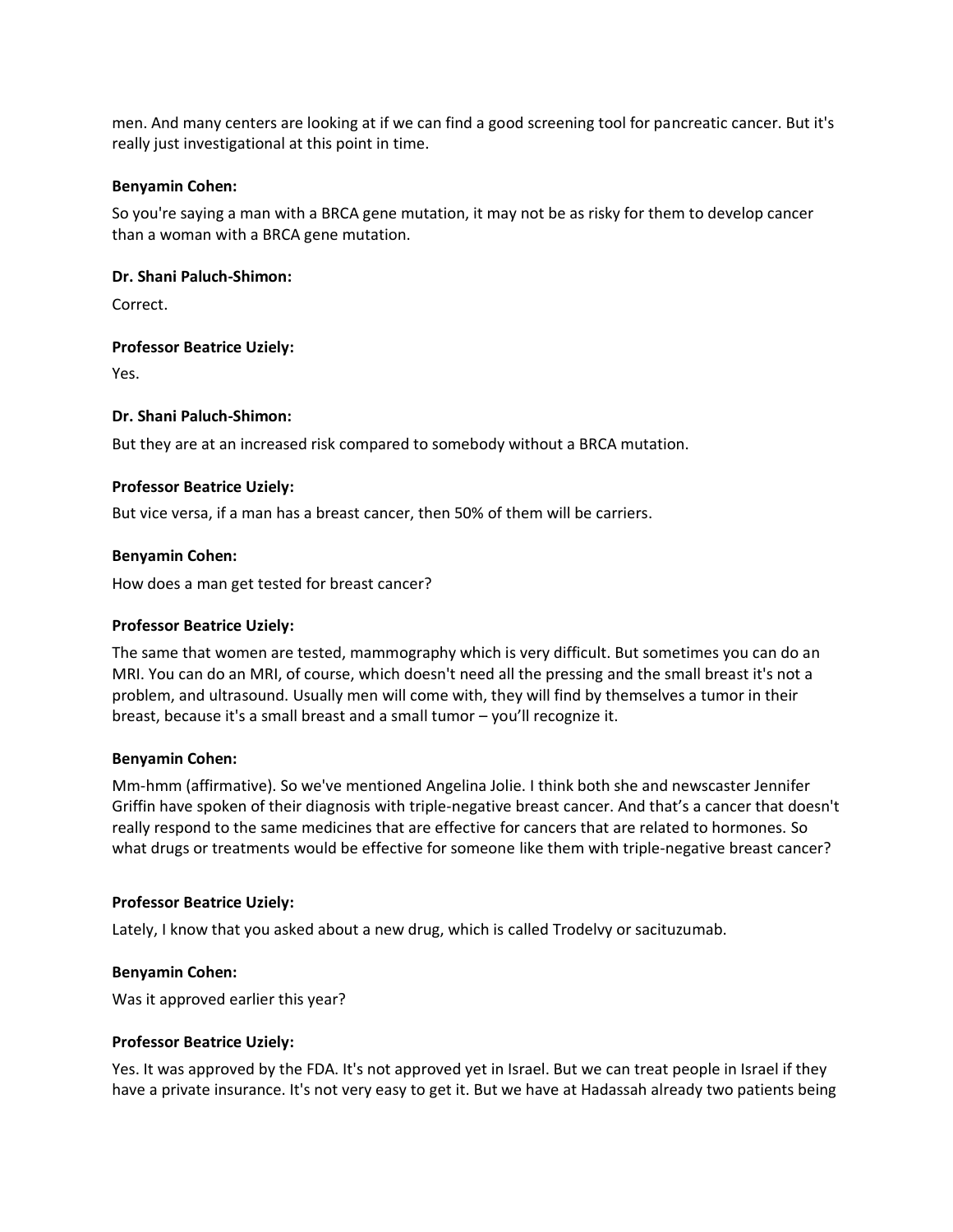men. And many centers are looking at if we can find a good screening tool for pancreatic cancer. But it's really just investigational at this point in time.

**Benyamin Cohen:**

So you're saying a man with a BRCA gene mutation, it may not be as risky for them to develop cancer than a woman with a BRCA gene mutation.

**Dr. Shani Paluch-Shimon:**

Correct.

**Professor Beatrice Uziely:**

Yes.

**Dr. Shani Paluch-Shimon:**

But they are at an increased risk compared to somebody without a BRCA mutation.

**Professor Beatrice Uziely:**

But vice versa, if a man has a breast cancer, then 50% of them will be carriers.

**Benyamin Cohen:**

How does a man get tested for breast cancer?

**Professor Beatrice Uziely:**

The same that women are tested, mammography which is very difficult. But sometimes you can do an MRI. You can do an MRI, of course, which doesn't need all the pressing and the small breast it's not a problem, and ultrasound. Usually men will come with, they will find by themselves a tumor in their breast, because it's a small breast and a small tumor – you'll recognize it.

**Benyamin Cohen:**

Mm-hmm (affirmative). So we've mentioned Angelina Jolie. I think both she and newscaster Jennifer Griffin have spoken of their diagnosis with triple-negative breast cancer. And that's a cancer that doesn't really respond to the same medicines that are effective for cancers that are related to hormones. So what drugs or treatments would be effective for someone like them with triple-negative breast cancer?

**Professor Beatrice Uziely:**

Lately, I know that you asked about a new drug, which is called Trodelvy or sacituzumab.

**Benyamin Cohen:**

Was it approved earlier this year?

**Professor Beatrice Uziely:**

Yes. It was approved by the FDA. It's not approved yet in Israel. But we can treat people in Israel if they have a private insurance. It's not very easy to get it. But we have at Hadassah already two patients being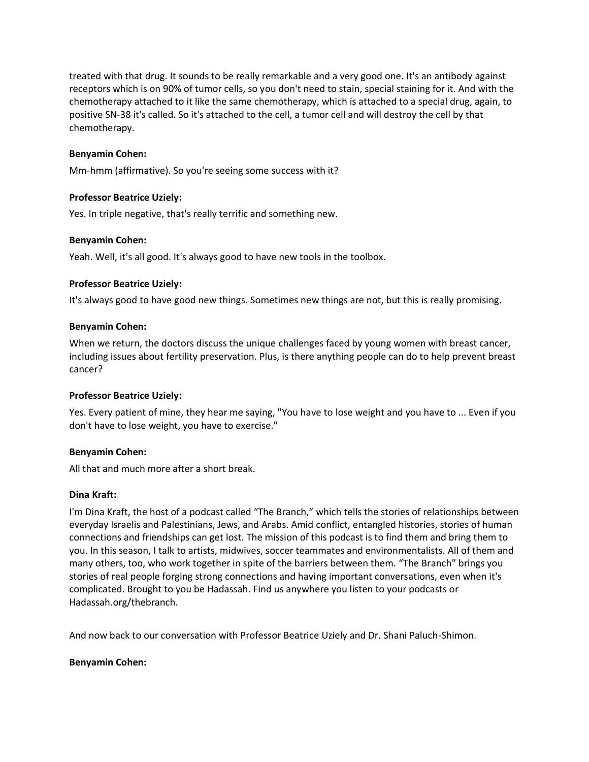treated with that drug. It sounds to be really remarkable and a very good one. It's an antibody against receptors which is on 90% of tumor cells, so you don't need to stain, special staining for it. And with the chemotherapy attached to it like the same chemotherapy, which is attached to a special drug, again, to positive SN-38 it's called. So it's attached to the cell, a tumor cell and will destroy the cell by that chemotherapy.

**Benyamin Cohen:**

Mm-hmm (affirmative). So you're seeing some success with it?

**Professor Beatrice Uziely:**

Yes. In triple negative, that's really terrific and something new.

**Benyamin Cohen:**

Yeah. Well, it's all good. It's always good to have new tools in the toolbox.

**Professor Beatrice Uziely:**

It's always good to have good new things. Sometimes new things are not, but this is really promising.

**Benyamin Cohen:**

When we return, the doctors discuss the unique challenges faced by young women with breast cancer, including issues about fertility preservation. Plus, is there anything people can do to help prevent breast cancer?

**Professor Beatrice Uziely:**

Yes. Every patient of mine, they hear me saying, "You have to lose weight and you have to ... Even if you don't have to lose weight, you have to exercise."

**Benyamin Cohen:**

All that and much more after a short break.

**Dina Kraft:**

I'm Dina Kraft, the host of a podcast called "The Branch," which tells the stories of relationships between everyday Israelis and Palestinians, Jews, and Arabs. Amid conflict, entangled histories, stories of human connections and friendships can get lost. The mission of this podcast is to find them and bring them to you. In this season, I talk to artists, midwives, soccer teammates and environmentalists. All of them and many others, too, who work together in spite of the barriers between them. "The Branch" brings you stories of real people forging strong connections and having important conversations, even when it's complicated. Brought to you be Hadassah. Find us anywhere you listen to your podcasts or Hadassah.org/thebranch.

And now back to our conversation with Professor Beatrice Uziely and Dr. Shani Paluch-Shimon.

**Benyamin Cohen:**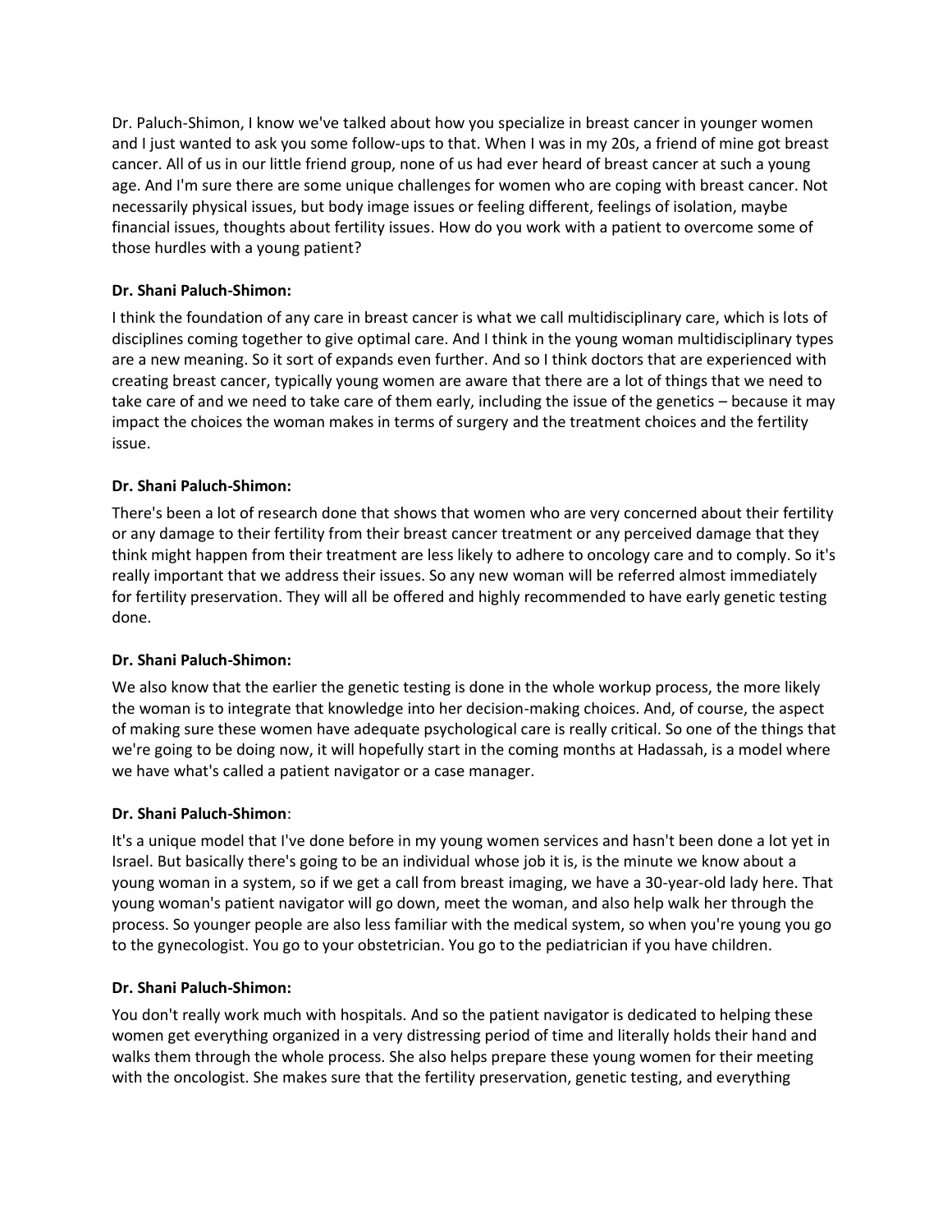Dr. Paluch-Shimon, I know we've talked about how you specialize in breast cancer in younger women and I just wanted to ask you some follow-ups to that. When I was in my 20s, a friend of mine got breast cancer. All of us in our little friend group, none of us had ever heard of breast cancer at such a young age. And I'm sure there are some unique challenges for women who are coping with breast cancer. Not necessarily physical issues, but body image issues or feeling different, feelings of isolation, maybe financial issues, thoughts about fertility issues. How do you work with a patient to overcome some of those hurdles with a young patient?

**Dr. Shani Paluch-Shimon:**

I think the foundation of any care in breast cancer is what we call multidisciplinary care, which is lots of disciplines coming together to give optimal care. And I think in the young woman multidisciplinary types are a new meaning. So it sort of expands even further. And so I think doctors that are experienced with creating breast cancer, typically young women are aware that there are a lot of things that we need to take care of and we need to take care of them early, including the issue of the genetics – because it may impact the choices the woman makes in terms of surgery and the treatment choices and the fertility issue.

**Dr. Shani Paluch-Shimon:**

There's been a lot of research done that shows that women who are very concerned about their fertility or any damage to their fertility from their breast cancer treatment or any perceived damage that they think might happen from their treatment are less likely to adhere to oncology care and to comply. So it's really important that we address their issues. So any new woman will be referred almost immediately for fertility preservation. They will all be offered and highly recommended to have early genetic testing done.

**Dr. Shani Paluch-Shimon:**

We also know that the earlier the genetic testing is done in the whole workup process, the more likely the woman is to integrate that knowledge into her decision-making choices. And, of course, the aspect of making sure these women have adequate psychological care is really critical. So one of the things that we're going to be doing now, it will hopefully start in the coming months at Hadassah, is a model where we have what's called a patient navigator or a case manager.

**Dr. Shani Paluch-Shimon**:

It's a unique model that I've done before in my young women services and hasn't been done a lot yet in Israel. But basically there's going to be an individual whose job it is, is the minute we know about a young woman in a system, so if we get a call from breast imaging, we have a 30-year-old lady here. That young woman's patient navigator will go down, meet the woman, and also help walk her through the process. So younger people are also less familiar with the medical system, so when you're young you go to the gynecologist. You go to your obstetrician. You go to the pediatrician if you have children.

**Dr. Shani Paluch-Shimon:**

You don't really work much with hospitals. And so the patient navigator is dedicated to helping these women get everything organized in a very distressing period of time and literally holds their hand and walks them through the whole process. She also helps prepare these young women for their meeting with the oncologist. She makes sure that the fertility preservation, genetic testing, and everything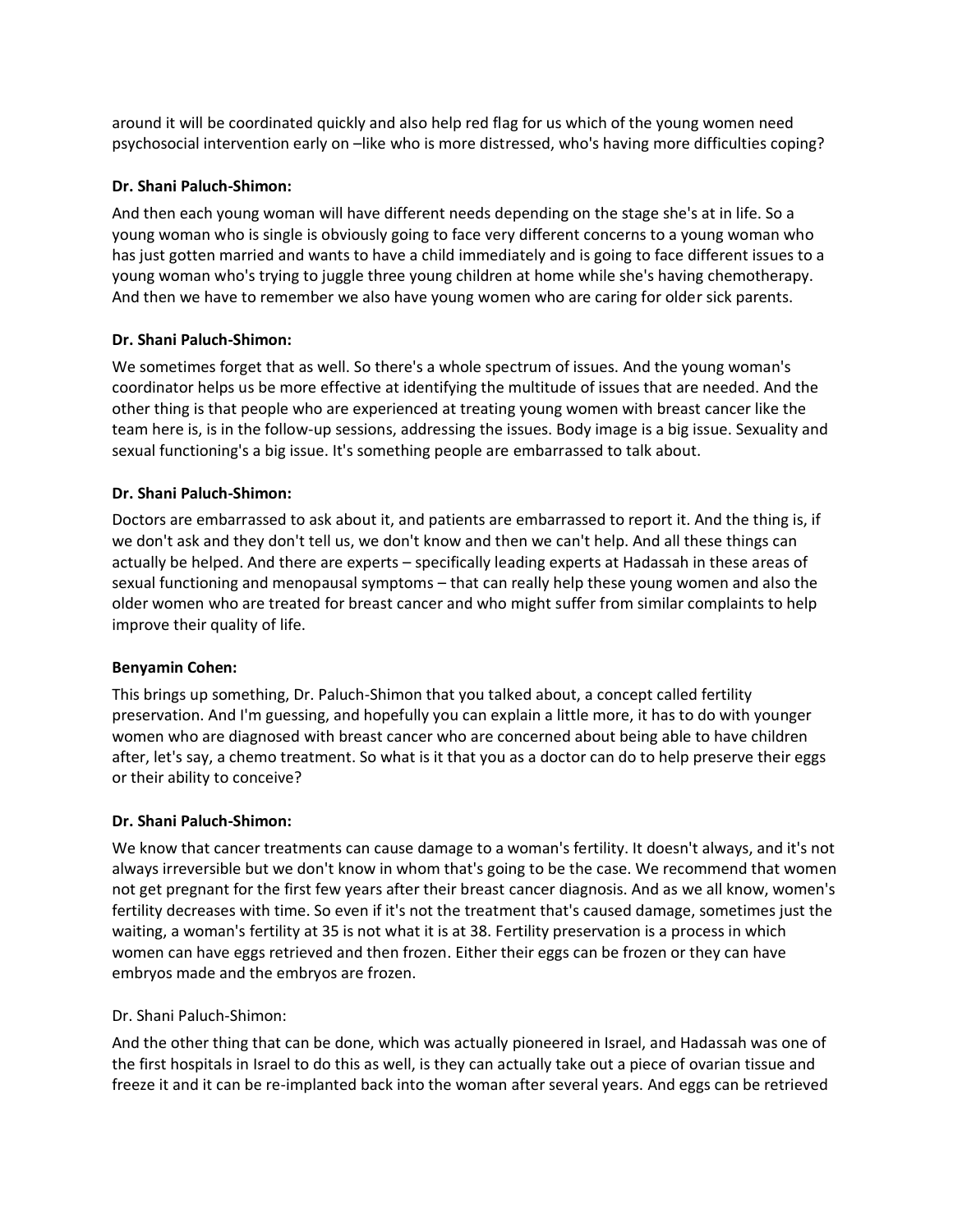around it will be coordinated quickly and also help red flag for us which of the young women need psychosocial intervention early on –like who is more distressed, who's having more difficulties coping?

**Dr. Shani Paluch-Shimon:**

And then each young woman will have different needs depending on the stage she's at in life. So a young woman who is single is obviously going to face very different concerns to a young woman who has just gotten married and wants to have a child immediately and is going to face different issues to a young woman who's trying to juggle three young children at home while she's having chemotherapy. And then we have to remember we also have young women who are caring for older sick parents.

**Dr. Shani Paluch-Shimon:**

We sometimes forget that as well. So there's a whole spectrum of issues. And the young woman's coordinator helps us be more effective at identifying the multitude of issues that are needed. And the other thing is that people who are experienced at treating young women with breast cancer like the team here is, is in the follow-up sessions, addressing the issues. Body image is a big issue. Sexuality and sexual functioning's a big issue. It's something people are embarrassed to talk about.

**Dr. Shani Paluch-Shimon:**

Doctors are embarrassed to ask about it, and patients are embarrassed to report it. And the thing is, if we don't ask and they don't tell us, we don't know and then we can't help. And all these things can actually be helped. And there are experts – specifically leading experts at Hadassah in these areas of sexual functioning and menopausal symptoms – that can really help these young women and also the older women who are treated for breast cancer and who might suffer from similar complaints to help improve their quality of life.

**Benyamin Cohen:**

This brings up something, Dr. Paluch-Shimon that you talked about, a concept called fertility preservation. And I'm guessing, and hopefully you can explain a little more, it has to do with younger women who are diagnosed with breast cancer who are concerned about being able to have children after, let's say, a chemo treatment. So what is it that you as a doctor can do to help preserve their eggs or their ability to conceive?

**Dr. Shani Paluch-Shimon:**

We know that cancer treatments can cause damage to a woman's fertility. It doesn't always, and it's not always irreversible but we don't know in whom that's going to be the case. We recommend that women not get pregnant for the first few years after their breast cancer diagnosis. And as we all know, women's fertility decreases with time. So even if it's not the treatment that's caused damage, sometimes just the waiting, a woman's fertility at 35 is not what it is at 38. Fertility preservation is a process in which women can have eggs retrieved and then frozen. Either their eggs can be frozen or they can have embryos made and the embryos are frozen.

Dr. Shani Paluch-Shimon:

And the other thing that can be done, which was actually pioneered in Israel, and Hadassah was one of the first hospitals in Israel to do this as well, is they can actually take out a piece of ovarian tissue and freeze it and it can be re-implanted back into the woman after several years. And eggs can be retrieved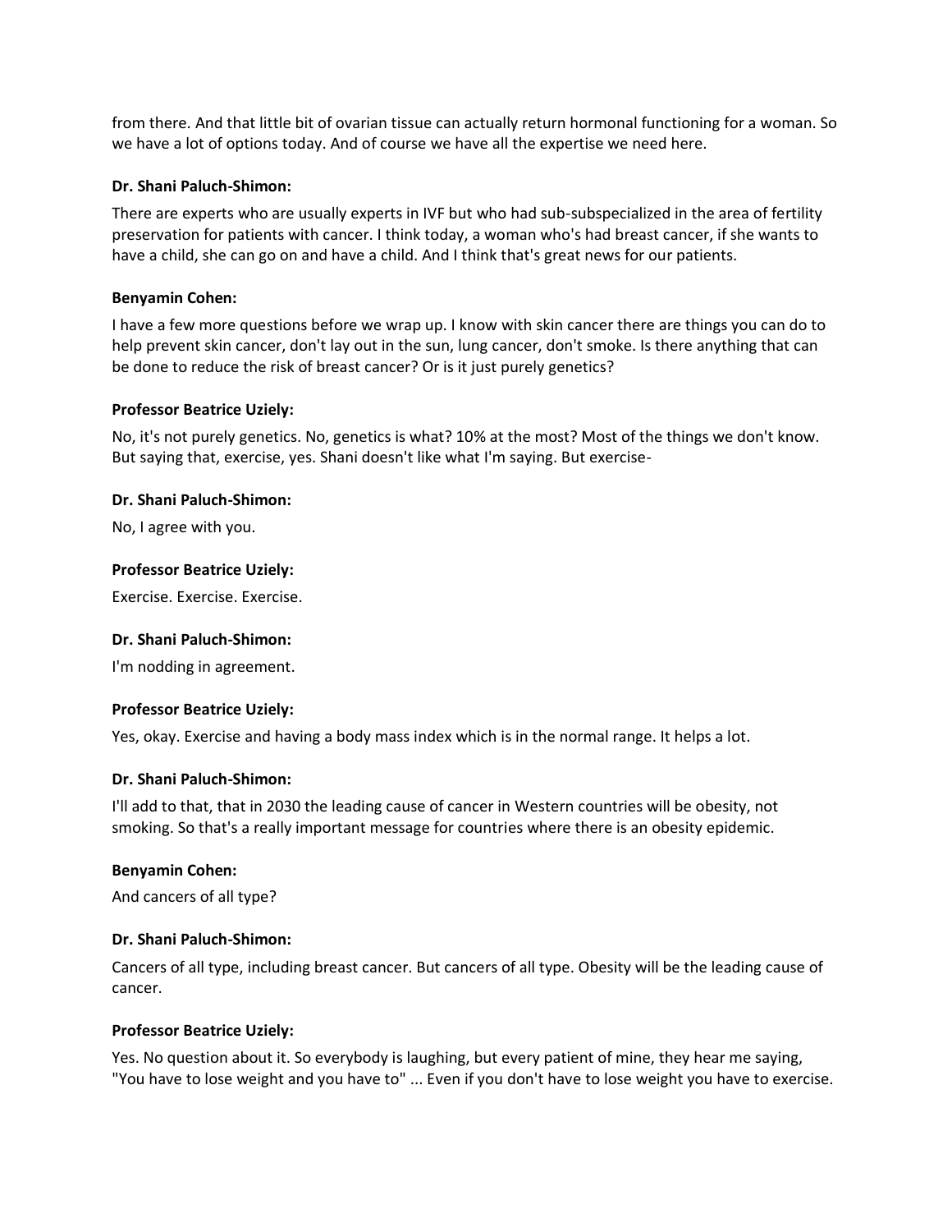from there. And that little bit of ovarian tissue can actually return hormonal functioning for a woman. So we have a lot of options today. And of course we have all the expertise we need here.

**Dr. Shani Paluch-Shimon:**

There are experts who are usually experts in IVF but who had sub-subspecialized in the area of fertility preservation for patients with cancer. I think today, a woman who's had breast cancer, if she wants to have a child, she can go on and have a child. And I think that's great news for our patients.

**Benyamin Cohen:**

I have a few more questions before we wrap up. I know with skin cancer there are things you can do to help prevent skin cancer, don't lay out in the sun, lung cancer, don't smoke. Is there anything that can be done to reduce the risk of breast cancer? Or is it just purely genetics?

**Professor Beatrice Uziely:**

No, it's not purely genetics. No, genetics is what? 10% at the most? Most of the things we don't know. But saying that, exercise, yes. Shani doesn't like what I'm saying. But exercise-

**Dr. Shani Paluch-Shimon:**

No, I agree with you.

**Professor Beatrice Uziely:**

Exercise. Exercise. Exercise.

**Dr. Shani Paluch-Shimon:**

I'm nodding in agreement.

**Professor Beatrice Uziely:**

Yes, okay. Exercise and having a body mass index which is in the normal range. It helps a lot.

**Dr. Shani Paluch-Shimon:**

I'll add to that, that in 2030 the leading cause of cancer in Western countries will be obesity, not smoking. So that's a really important message for countries where there is an obesity epidemic.

**Benyamin Cohen:**

And cancers of all type?

**Dr. Shani Paluch-Shimon:**

Cancers of all type, including breast cancer. But cancers of all type. Obesity will be the leading cause of cancer.

**Professor Beatrice Uziely:**

Yes. No question about it. So everybody is laughing, but every patient of mine, they hear me saying, "You have to lose weight and you have to" ... Even if you don't have to lose weight you have to exercise.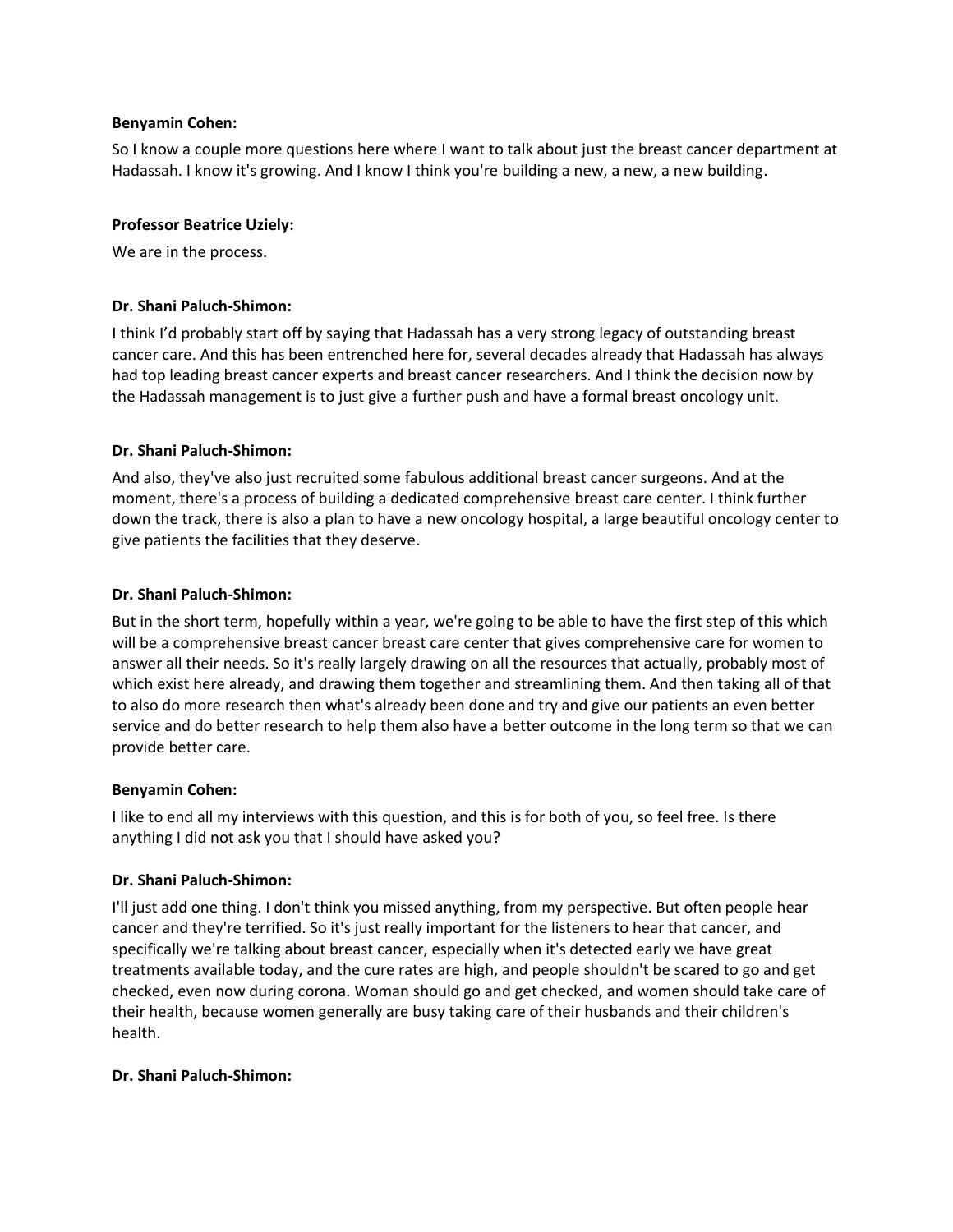**Benyamin Cohen:**

So I know a couple more questions here where I want to talk about just the breast cancer department at Hadassah. I know it's growing. And I know I think you're building a new, a new, a new building.

**Professor Beatrice Uziely:**

We are in the process.

**Dr. Shani Paluch-Shimon:**

I think I'd probably start off by saying that Hadassah has a very strong legacy of outstanding breast cancer care. And this has been entrenched here for, several decades already that Hadassah has always had top leading breast cancer experts and breast cancer researchers. And I think the decision now by the Hadassah management is to just give a further push and have a formal breast oncology unit.

**Dr. Shani Paluch-Shimon:**

And also, they've also just recruited some fabulous additional breast cancer surgeons. And at the moment, there's a process of building a dedicated comprehensive breast care center. I think further down the track, there is also a plan to have a new oncology hospital, a large beautiful oncology center to give patients the facilities that they deserve.

**Dr. Shani Paluch-Shimon:**

But in the short term, hopefully within a year, we're going to be able to have the first step of this which will be a comprehensive breast cancer breast care center that gives comprehensive care for women to answer all their needs. So it's really largely drawing on all the resources that actually, probably most of which exist here already, and drawing them together and streamlining them. And then taking all of that to also do more research then what's already been done and try and give our patients an even better service and do better research to help them also have a better outcome in the long term so that we can provide better care.

**Benyamin Cohen:**

I like to end all my interviews with this question, and this is for both of you, so feel free. Is there anything I did not ask you that I should have asked you?

**Dr. Shani Paluch-Shimon:**

I'll just add one thing. I don't think you missed anything, from my perspective. But often people hear cancer and they're terrified. So it's just really important for the listeners to hear that cancer, and specifically we're talking about breast cancer, especially when it's detected early we have great treatments available today, and the cure rates are high, and people shouldn't be scared to go and get checked, even now during corona. Woman should go and get checked, and women should take care of their health, because women generally are busy taking care of their husbands and their children's health.

**Dr. Shani Paluch-Shimon:**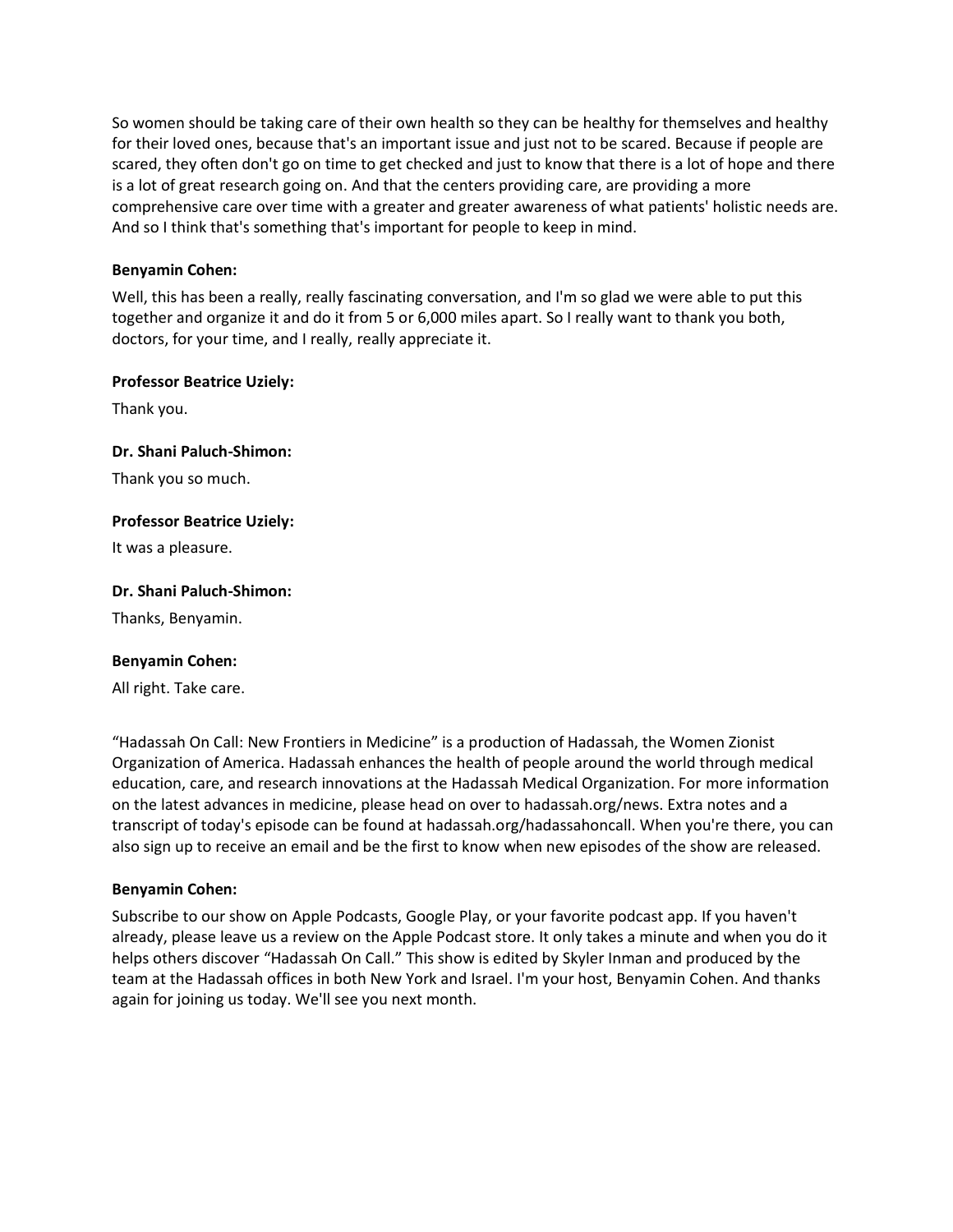So women should be taking care of their own health so they can be healthy for themselves and healthy for their loved ones, because that's an important issue and just not to be scared. Because if people are scared, they often don't go on time to get checked and just to know that there is a lot of hope and there is a lot of great research going on. And that the centers providing care, are providing a more comprehensive care over time with a greater and greater awareness of what patients' holistic needs are. And so I think that's something that's important for people to keep in mind.

**Benyamin Cohen:**

Well, this has been a really, really fascinating conversation, and I'm so glad we were able to put this together and organize it and do it from 5 or 6,000 miles apart. So I really want to thank you both, doctors, for your time, and I really, really appreciate it.

**Professor Beatrice Uziely:**

Thank you.

**Dr. Shani Paluch-Shimon:**

Thank you so much.

**Professor Beatrice Uziely:**

It was a pleasure.

**Dr. Shani Paluch-Shimon:**

Thanks, Benyamin.

**Benyamin Cohen:**

All right. Take care.

"Hadassah On Call: New Frontiers in Medicine" is a production of Hadassah, the Women Zionist Organization of America. Hadassah enhances the health of people around the world through medical education, care, and research innovations at the Hadassah Medical Organization. For more information on the latest advances in medicine, please head on over to hadassah.org/news. Extra notes and a transcript of today's episode can be found at hadassah.org/hadassahoncall. When you're there, you can also sign up to receive an email and be the first to know when new episodes of the show are released.

**Benyamin Cohen:**

Subscribe to our show on Apple Podcasts, Google Play, or your favorite podcast app. If you haven't already, please leave us a review on the Apple Podcast store. It only takes a minute and when you do it helps others discover "Hadassah On Call." This show is edited by Skyler Inman and produced by the team at the Hadassah offices in both New York and Israel. I'm your host, Benyamin Cohen. And thanks again for joining us today. We'll see you next month.